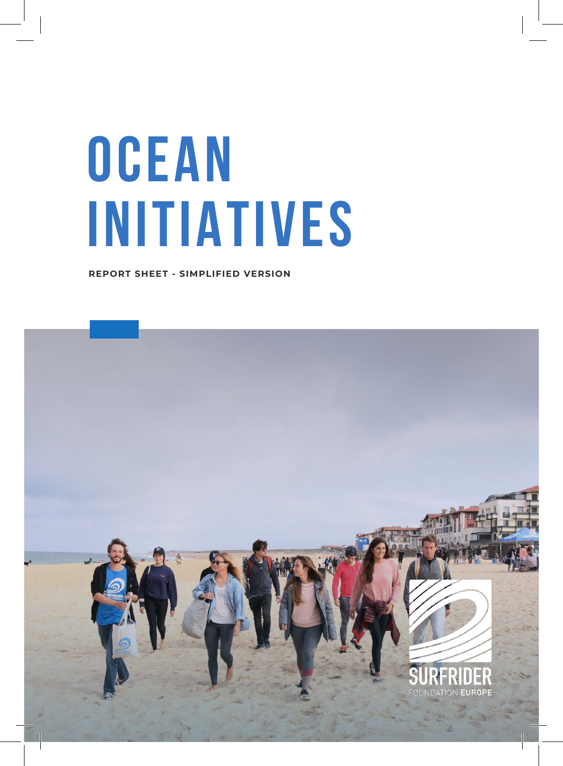# OCEAN INITIATIVES

**REPORT SHEET - SIMPLIFIED VERSION**

SURFRIDER FOUNDATION EUROPE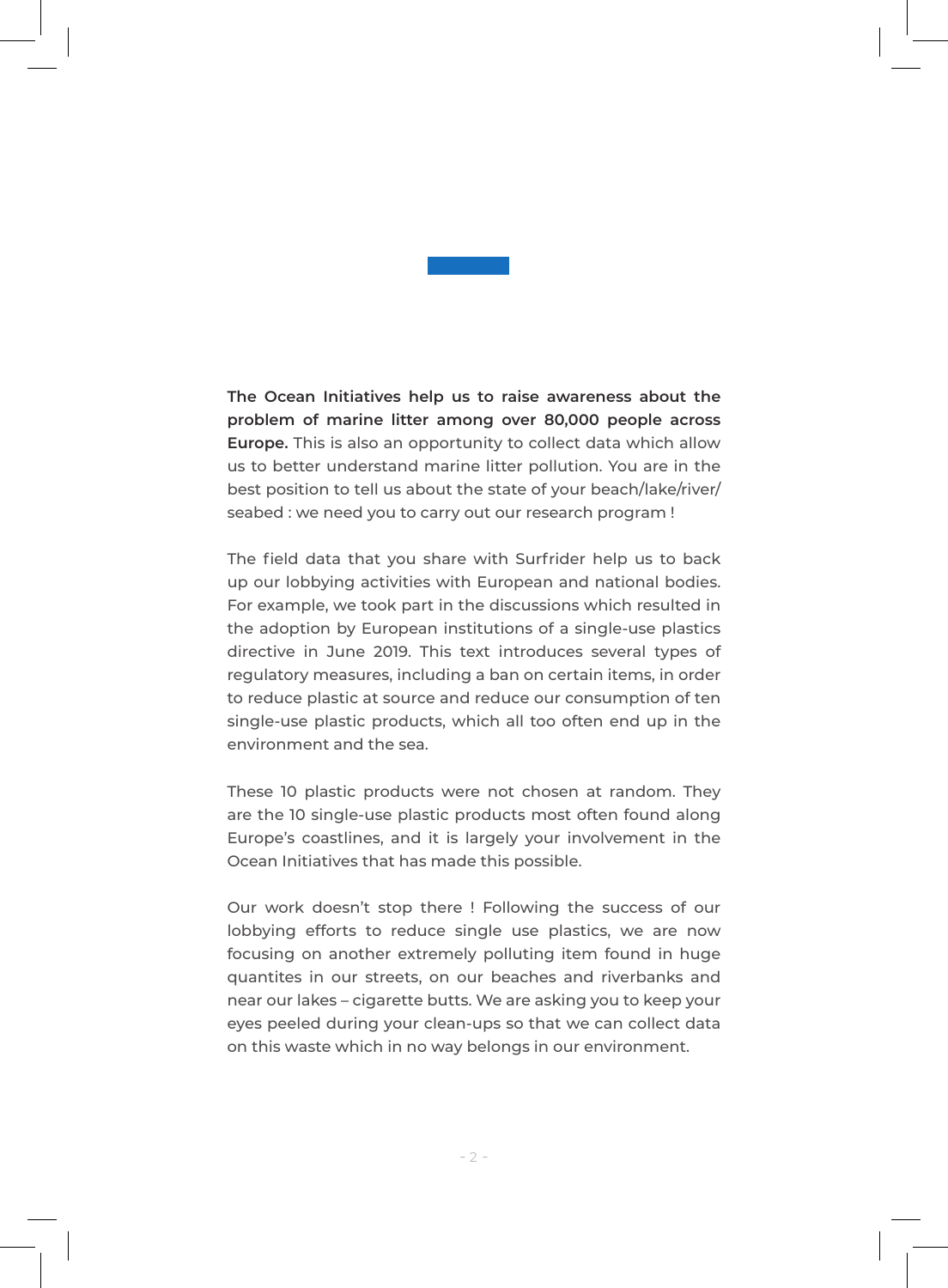**The Ocean Initiatives help us to raise awareness about the problem of marine litter among over 80,000 people across Europe.** This is also an opportunity to collect data which allow us to better understand marine litter pollution. You are in the best position to tell us about the state of your beach/lake/river/seabed : we need you to carry out our research program !

The field data that you share with Surfrider help us to back up our lobbying activities with European and national bodies. For example, we took part in the discussions which resulted in the adoption by European institutions of a single-use plastics directive in June 2019. This text introduces several types of regulatory measures, including a ban on certain items, in order to reduce plastic at source and reduce our consumption of ten single-use plastic products, which all too often end up in the environment and the sea.

These 10 plastic products were not chosen at random. They are the 10 single-use plastic products most often found along Europe's coastlines, and it is largely your involvement in the Ocean Initiatives that has made this possible.

Our work doesn't stop there ! Following the success of our lobbying efforts to reduce single use plastics, we are now focusing on another extremely polluting item found in huge quantites in our streets, on our beaches and riverbanks and near our lakes – cigarette butts. We are asking you to keep your eyes peeled during your clean-ups so that we can collect data on this waste which in no way belongs in our environment.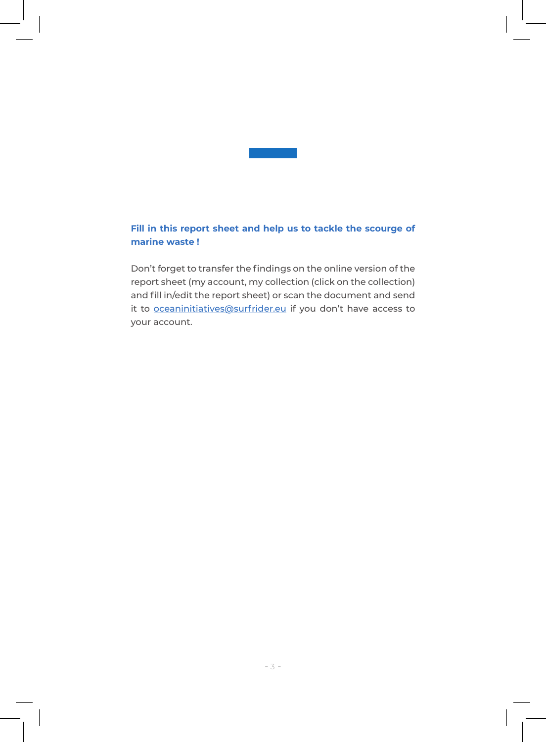**Fill in this report sheet and help us to tackle the scourge of marine waste !**

Don’t forget to transfer the findings on the online version of the report sheet (my account, my collection (click on the collection) and fill in/edit the report sheet) or scan the document and send it to oceaninitiatives@surfrider.eu if you don’t have access to your account.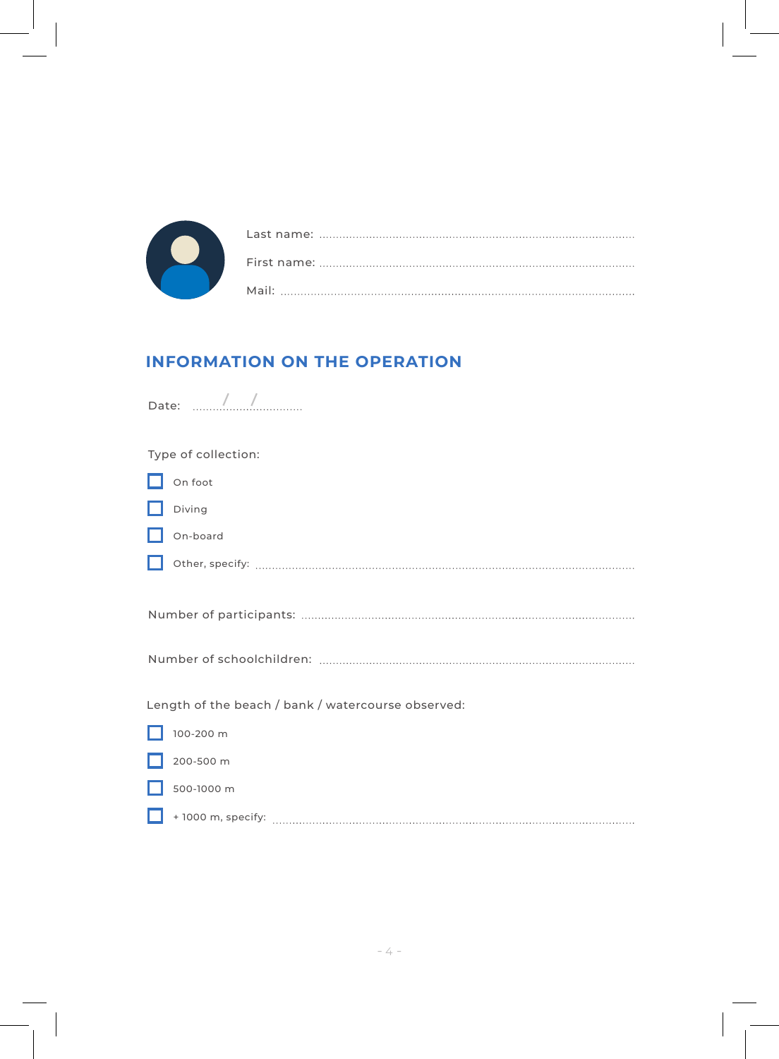Last name: ..........................................................................................

First name: ..........................................................................................

Mail: ..........................................................................................

## INFORMATION ON THE OPERATION

Date: ....../....../......

Type of collection:

- [ ] On foot
- [ ] Diving
- [ ] On-board
- [ ] Other, specify: ..........................................................................................

Number of participants: ..........................................................................................

Number of schoolchildren: ..........................................................................................

Length of the beach / bank / watercourse observed:

- [ ] 100-200 m
- [ ] 200-500 m
- [ ] 500-1000 m
- [ ] + 1000 m, specify: ..........................................................................................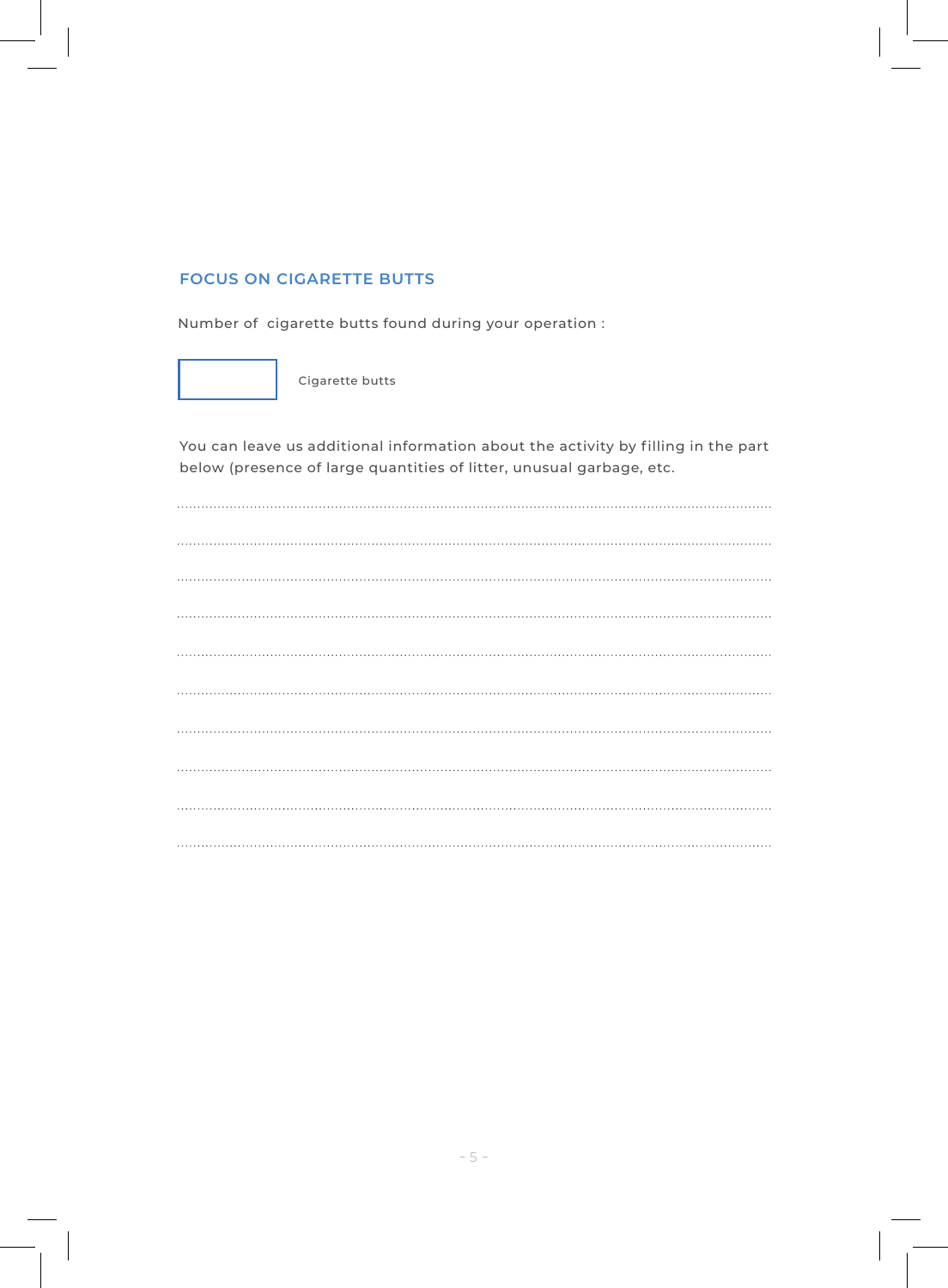## FOCUS ON CIGARETTE BUTTS

Number of  cigarette butts found during your operation :

| | Cigarette butts |
|---|---|

You can leave us additional information about the activity by filling in the part below (presence of large quantities of litter, unusual garbage, etc.

.................................................................................................................................................

.................................................................................................................................................

.................................................................................................................................................

.................................................................................................................................................

.................................................................................................................................................

.................................................................................................................................................

.................................................................................................................................................

.................................................................................................................................................

.................................................................................................................................................

.................................................................................................................................................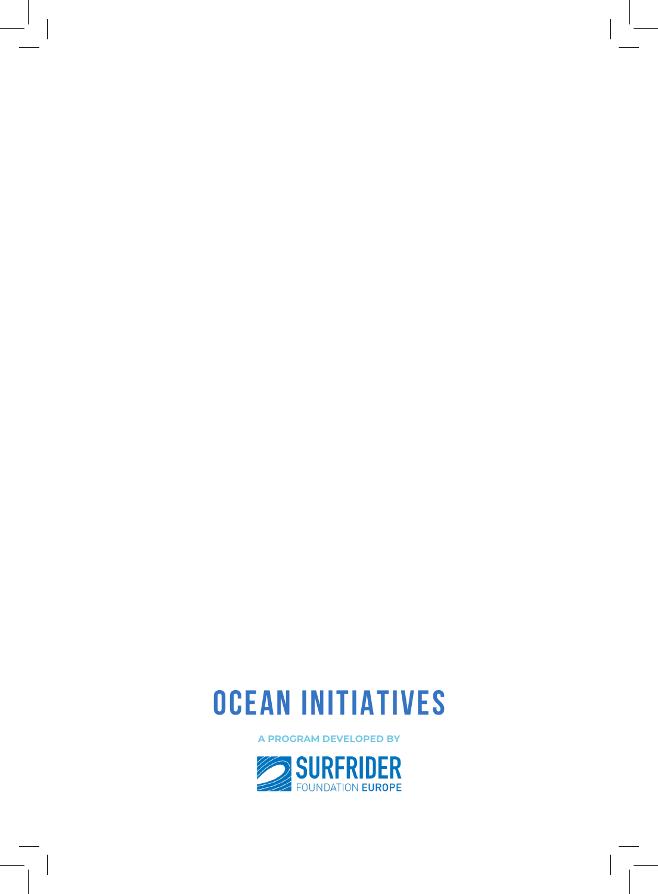# OCEAN INITIATIVES

**A PROGRAM DEVELOPED BY**

SURFRIDER FOUNDATION **EUROPE**